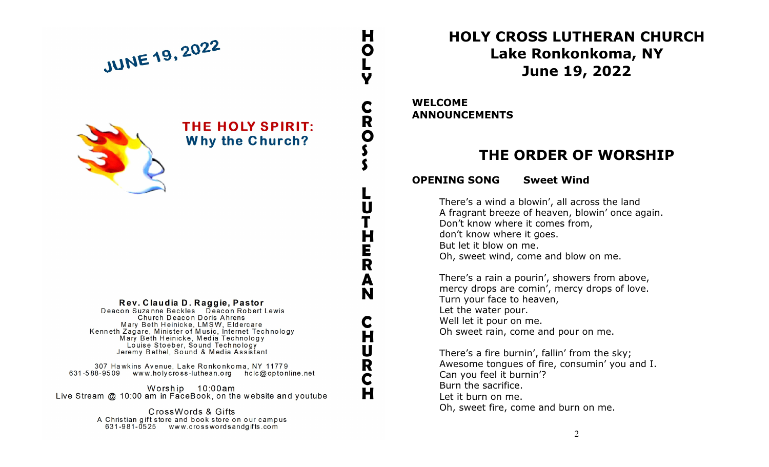JUNE 19, 2022

**THE HOLY SPIRIT:**
**Why the Church?**

**Rev. Claudia D. Raggie, Pastor**
Deacon Suzanne Beckles   Deacon Robert Lewis
Church Deacon Doris Ahrens
Mary Beth Heinicke, LMSW, Eldercare
Kenneth Zagare, Minister of Music, Internet Technology
Mary Beth Heinicke, Media Technology
Louise Stoeber, Sound Technology
Jeremy Bethel, Sound & Media Assistant

307 Hawkins Avenue, Lake Ronkonkoma, NY 11779
631-588-9509   www.holycross-luthean.org   hclc@optonline.net

Worship   10:00am
Live Stream @ 10:00 am in FaceBook, on the website and youtube

CrossWords & Gifts
A Christian gift store and book store on our campus
631-981-0525   www.crosswordsandgifts.com

HOLY CROSS LUTHERAN CHURCH

# HOLY CROSS LUTHERAN CHURCH
## Lake Ronkonkoma, NY
## June 19, 2022

**WELCOME**
**ANNOUNCEMENTS**

# THE ORDER OF WORSHIP

**OPENING SONG   Sweet Wind**

There's a wind a blowin', all across the land
A fragrant breeze of heaven, blowin' once again.
Don't know where it comes from,
don't know where it goes.
But let it blow on me.
Oh, sweet wind, come and blow on me.

There's a rain a pourin', showers from above,
mercy drops are comin', mercy drops of love.
Turn your face to heaven,
Let the water pour.
Well let it pour on me.
Oh sweet rain, come and pour on me.

There's a fire burnin', fallin' from the sky;
Awesome tongues of fire, consumin' you and I.
Can you feel it burnin'?
Burn the sacrifice.
Let it burn on me.
Oh, sweet fire, come and burn on me.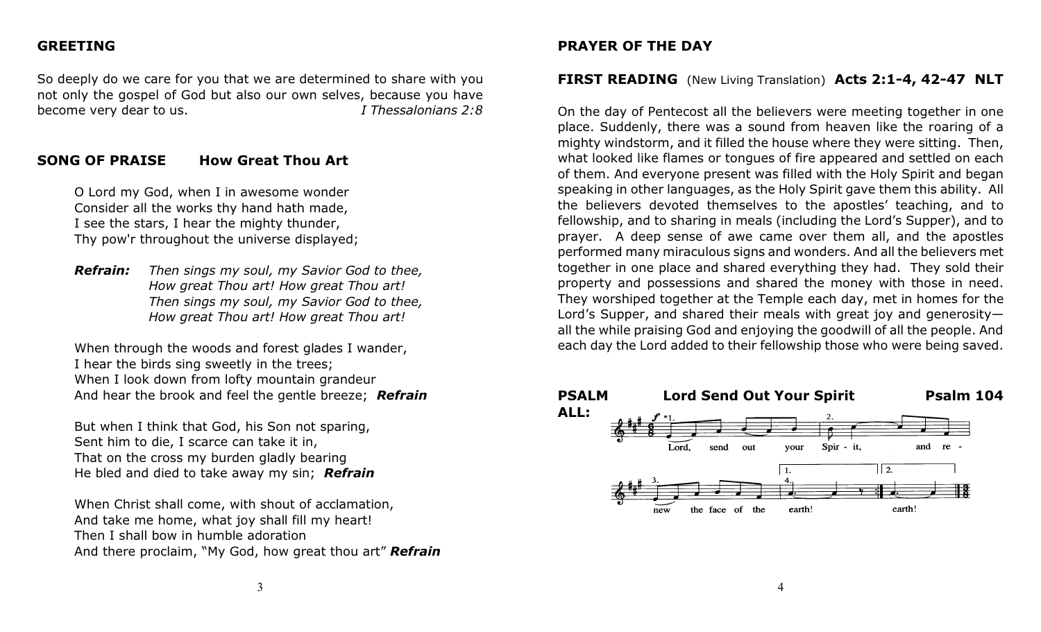## GREETING

So deeply do we care for you that we are determined to share with you not only the gospel of God but also our own selves, because you have become very dear to us. *I Thessalonians 2:8*

## SONG OF PRAISE How Great Thou Art

O Lord my God, when I in awesome wonder
Consider all the works thy hand hath made,
I see the stars, I hear the mighty thunder,
Thy pow'r throughout the universe displayed;

***Refrain:*** *Then sings my soul, my Savior God to thee,*
*How great Thou art! How great Thou art!*
*Then sings my soul, my Savior God to thee,*
*How great Thou art! How great Thou art!*

When through the woods and forest glades I wander,
I hear the birds sing sweetly in the trees;
When I look down from lofty mountain grandeur
And hear the brook and feel the gentle breeze; ***Refrain***

But when I think that God, his Son not sparing,
Sent him to die, I scarce can take it in,
That on the cross my burden gladly bearing
He bled and died to take away my sin; ***Refrain***

When Christ shall come, with shout of acclamation,
And take me home, what joy shall fill my heart!
Then I shall bow in humble adoration
And there proclaim, "My God, how great thou art" ***Refrain***

## PRAYER OF THE DAY

## FIRST READING (New Living Translation) Acts 2:1-4, 42-47 NLT

On the day of Pentecost all the believers were meeting together in one place. Suddenly, there was a sound from heaven like the roaring of a mighty windstorm, and it filled the house where they were sitting. Then, what looked like flames or tongues of fire appeared and settled on each of them. And everyone present was filled with the Holy Spirit and began speaking in other languages, as the Holy Spirit gave them this ability. All the believers devoted themselves to the apostles' teaching, and to fellowship, and to sharing in meals (including the Lord's Supper), and to prayer. A deep sense of awe came over them all, and the apostles performed many miraculous signs and wonders. And all the believers met together in one place and shared everything they had. They sold their property and possessions and shared the money with those in need. They worshiped together at the Temple each day, met in homes for the Lord's Supper, and shared their meals with great joy and generosity—all the while praising God and enjoying the goodwill of all the people. And each day the Lord added to their fellowship those who were being saved.

## PSALM Lord Send Out Your Spirit Psalm 104

**ALL:**

Lord, send out your Spir - it, and re - new the face of the earth! earth!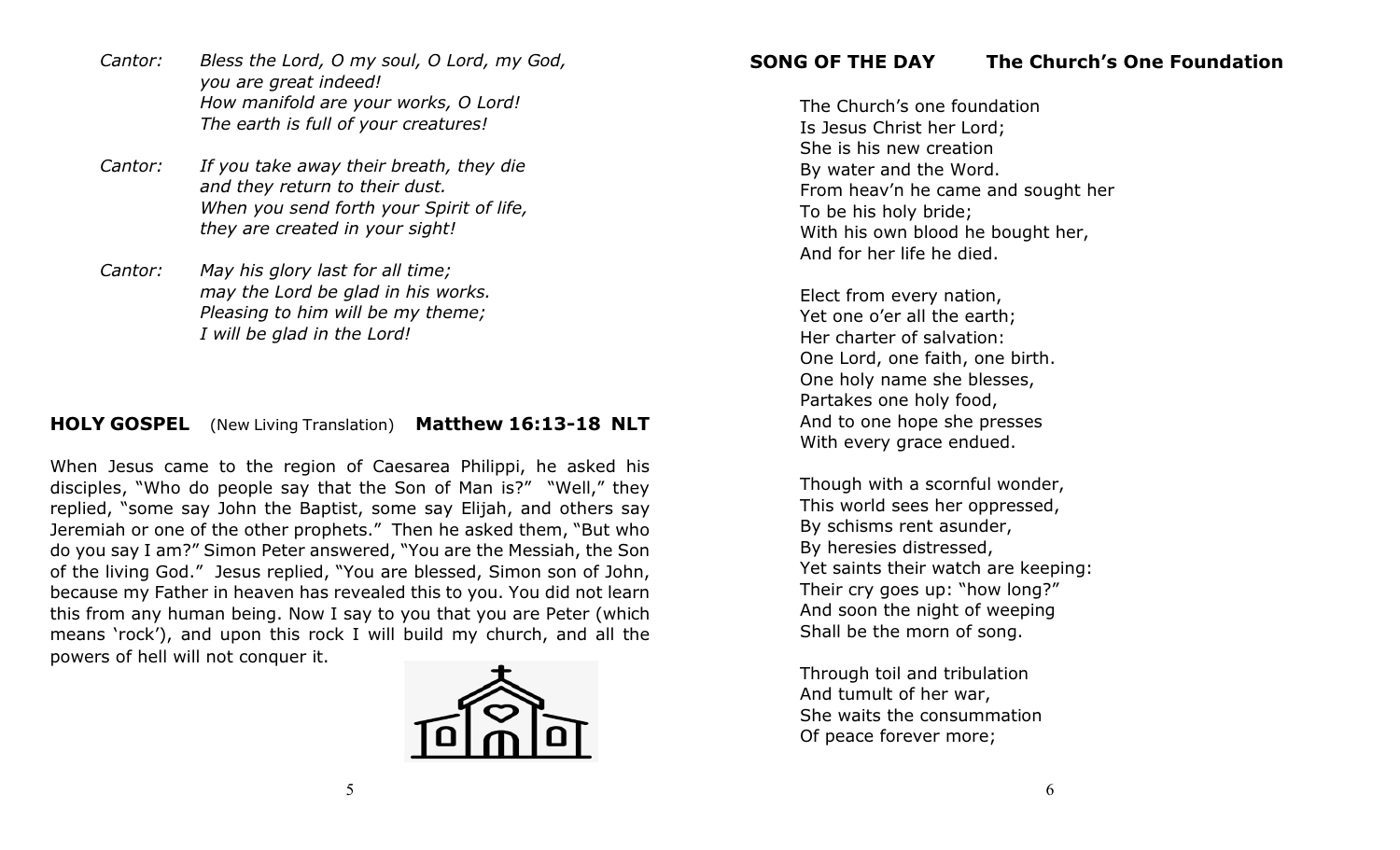*Cantor: Bless the Lord, O my soul, O Lord, my God,*
*you are great indeed!*
*How manifold are your works, O Lord!*
*The earth is full of your creatures!*

*Cantor: If you take away their breath, they die*
*and they return to their dust.*
*When you send forth your Spirit of life,*
*they are created in your sight!*

*Cantor: May his glory last for all time;*
*may the Lord be glad in his works.*
*Pleasing to him will be my theme;*
*I will be glad in the Lord!*

## HOLY GOSPEL (New Living Translation) Matthew 16:13-18 NLT

When Jesus came to the region of Caesarea Philippi, he asked his disciples, "Who do people say that the Son of Man is?" "Well," they replied, "some say John the Baptist, some say Elijah, and others say Jeremiah or one of the other prophets." Then he asked them, "But who do you say I am?" Simon Peter answered, "You are the Messiah, the Son of the living God." Jesus replied, "You are blessed, Simon son of John, because my Father in heaven has revealed this to you. You did not learn this from any human being. Now I say to you that you are Peter (which means 'rock'), and upon this rock I will build my church, and all the powers of hell will not conquer it.

## SONG OF THE DAY The Church's One Foundation

The Church's one foundation
Is Jesus Christ her Lord;
She is his new creation
By water and the Word.
From heav'n he came and sought her
To be his holy bride;
With his own blood he bought her,
And for her life he died.

Elect from every nation,
Yet one o'er all the earth;
Her charter of salvation:
One Lord, one faith, one birth.
One holy name she blesses,
Partakes one holy food,
And to one hope she presses
With every grace endued.

Though with a scornful wonder,
This world sees her oppressed,
By schisms rent asunder,
By heresies distressed,
Yet saints their watch are keeping:
Their cry goes up: "how long?"
And soon the night of weeping
Shall be the morn of song.

Through toil and tribulation
And tumult of her war,
She waits the consummation
Of peace forever more;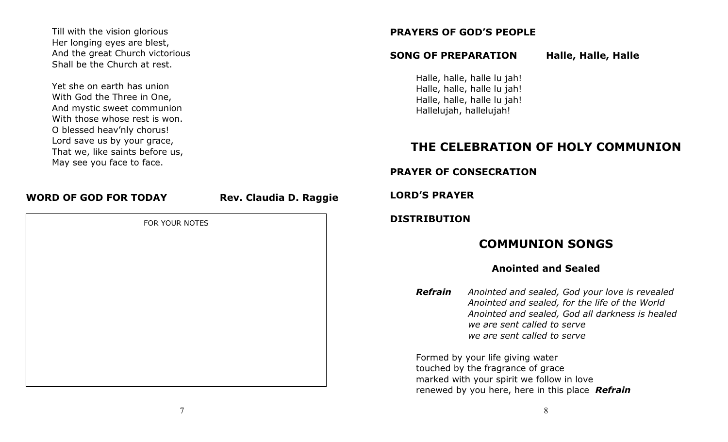Till with the vision glorious
Her longing eyes are blest,
And the great Church victorious
Shall be the Church at rest.

Yet she on earth has union
With God the Three in One,
And mystic sweet communion
With those whose rest is won.
O blessed heav'nly chorus!
Lord save us by your grace,
That we, like saints before us,
May see you face to face.

**WORD OF GOD FOR TODAY** **Rev. Claudia D. Raggie**

FOR YOUR NOTES

**PRAYERS OF GOD'S PEOPLE**

**SONG OF PREPARATION** **Halle, Halle, Halle**

Halle, halle, halle lu jah!
Halle, halle, halle lu jah!
Halle, halle, halle lu jah!
Hallelujah, hallelujah!

## THE CELEBRATION OF HOLY COMMUNION

**PRAYER OF CONSECRATION**

**LORD'S PRAYER**

**DISTRIBUTION**

## COMMUNION SONGS

### Anointed and Sealed

***Refrain*** *Anointed and sealed, God your love is revealed*
*Anointed and sealed, for the life of the World*
*Anointed and sealed, God all darkness is healed*
*we are sent called to serve*
*we are sent called to serve*

Formed by your life giving water
touched by the fragrance of grace
marked with your spirit we follow in love
renewed by you here, here in this place ***Refrain***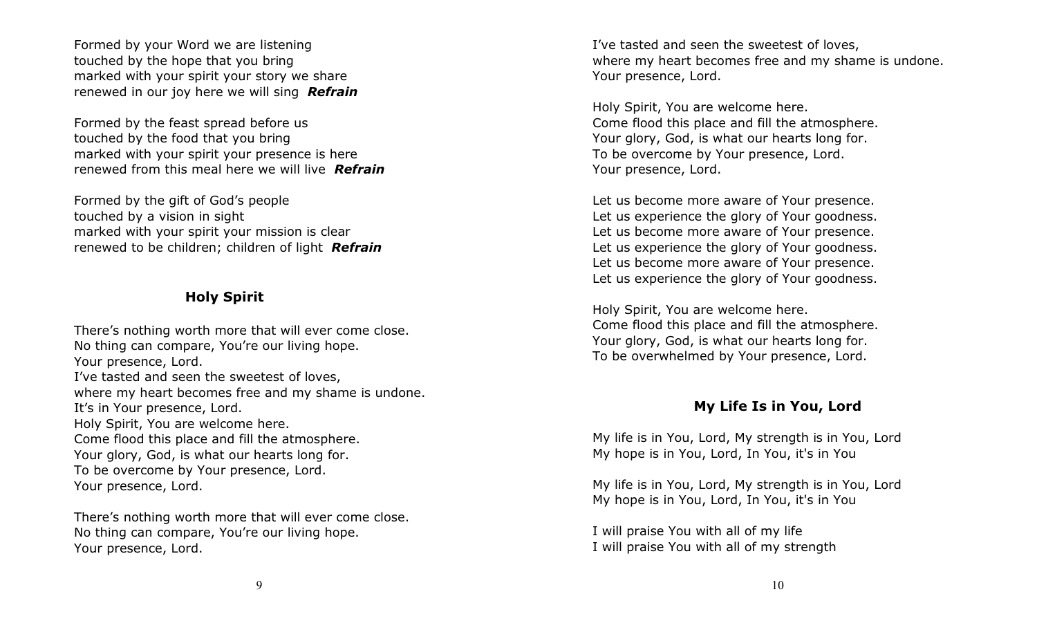Formed by your Word we are listening
touched by the hope that you bring
marked with your spirit your story we share
renewed in our joy here we will sing ***Refrain***

Formed by the feast spread before us
touched by the food that you bring
marked with your spirit your presence is here
renewed from this meal here we will live ***Refrain***

Formed by the gift of God's people
touched by a vision in sight
marked with your spirit your mission is clear
renewed to be children; children of light ***Refrain***

## Holy Spirit

There's nothing worth more that will ever come close.
No thing can compare, You're our living hope.
Your presence, Lord.
I've tasted and seen the sweetest of loves,
where my heart becomes free and my shame is undone.
It's in Your presence, Lord.
Holy Spirit, You are welcome here.
Come flood this place and fill the atmosphere.
Your glory, God, is what our hearts long for.
To be overcome by Your presence, Lord.
Your presence, Lord.

There's nothing worth more that will ever come close.
No thing can compare, You're our living hope.
Your presence, Lord.
I've tasted and seen the sweetest of loves,
where my heart becomes free and my shame is undone.
Your presence, Lord.

Holy Spirit, You are welcome here.
Come flood this place and fill the atmosphere.
Your glory, God, is what our hearts long for.
To be overcome by Your presence, Lord.
Your presence, Lord.

Let us become more aware of Your presence.
Let us experience the glory of Your goodness.
Let us become more aware of Your presence.
Let us experience the glory of Your goodness.
Let us become more aware of Your presence.
Let us experience the glory of Your goodness.

Holy Spirit, You are welcome here.
Come flood this place and fill the atmosphere.
Your glory, God, is what our hearts long for.
To be overwhelmed by Your presence, Lord.

## My Life Is in You, Lord

My life is in You, Lord, My strength is in You, Lord
My hope is in You, Lord, In You, it's in You

My life is in You, Lord, My strength is in You, Lord
My hope is in You, Lord, In You, it's in You

I will praise You with all of my life
I will praise You with all of my strength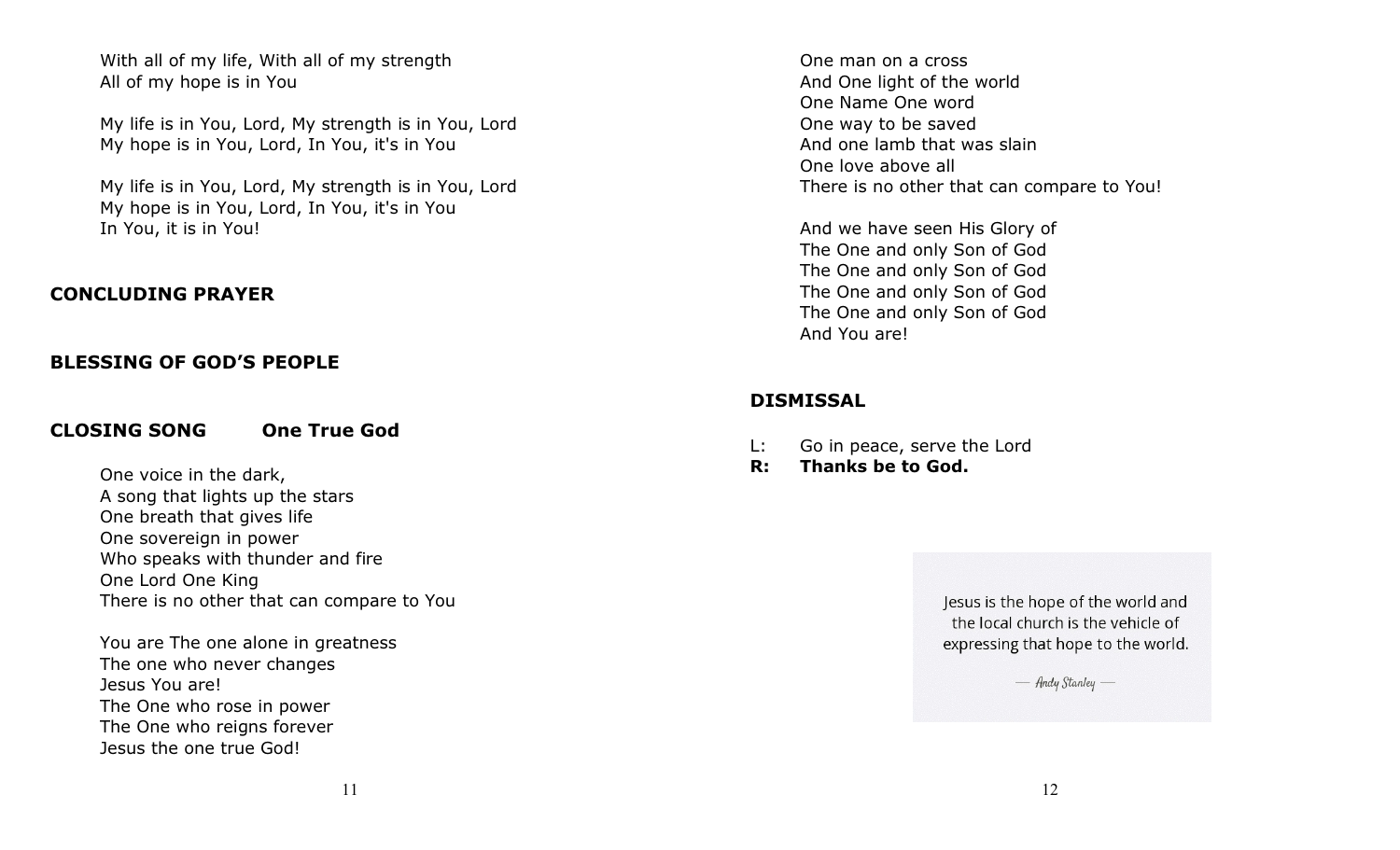With all of my life, With all of my strength
All of my hope is in You

My life is in You, Lord, My strength is in You, Lord
My hope is in You, Lord, In You, it's in You

My life is in You, Lord, My strength is in You, Lord
My hope is in You, Lord, In You, it's in You
In You, it is in You!

## CONCLUDING PRAYER

## BLESSING OF GOD'S PEOPLE

## CLOSING SONG One True God

One voice in the dark,
A song that lights up the stars
One breath that gives life
One sovereign in power
Who speaks with thunder and fire
One Lord One King
There is no other that can compare to You

You are The one alone in greatness
The one who never changes
Jesus You are!
The One who rose in power
The One who reigns forever
Jesus the one true God!

One man on a cross
And One light of the world
One Name One word
One way to be saved
And one lamb that was slain
One love above all
There is no other that can compare to You!

And we have seen His Glory of
The One and only Son of God
The One and only Son of God
The One and only Son of God
The One and only Son of God
And You are!

## DISMISSAL

L: Go in peace, serve the Lord
**R: Thanks be to God.**

Jesus is the hope of the world and the local church is the vehicle of expressing that hope to the world.

— Andy Stanley —